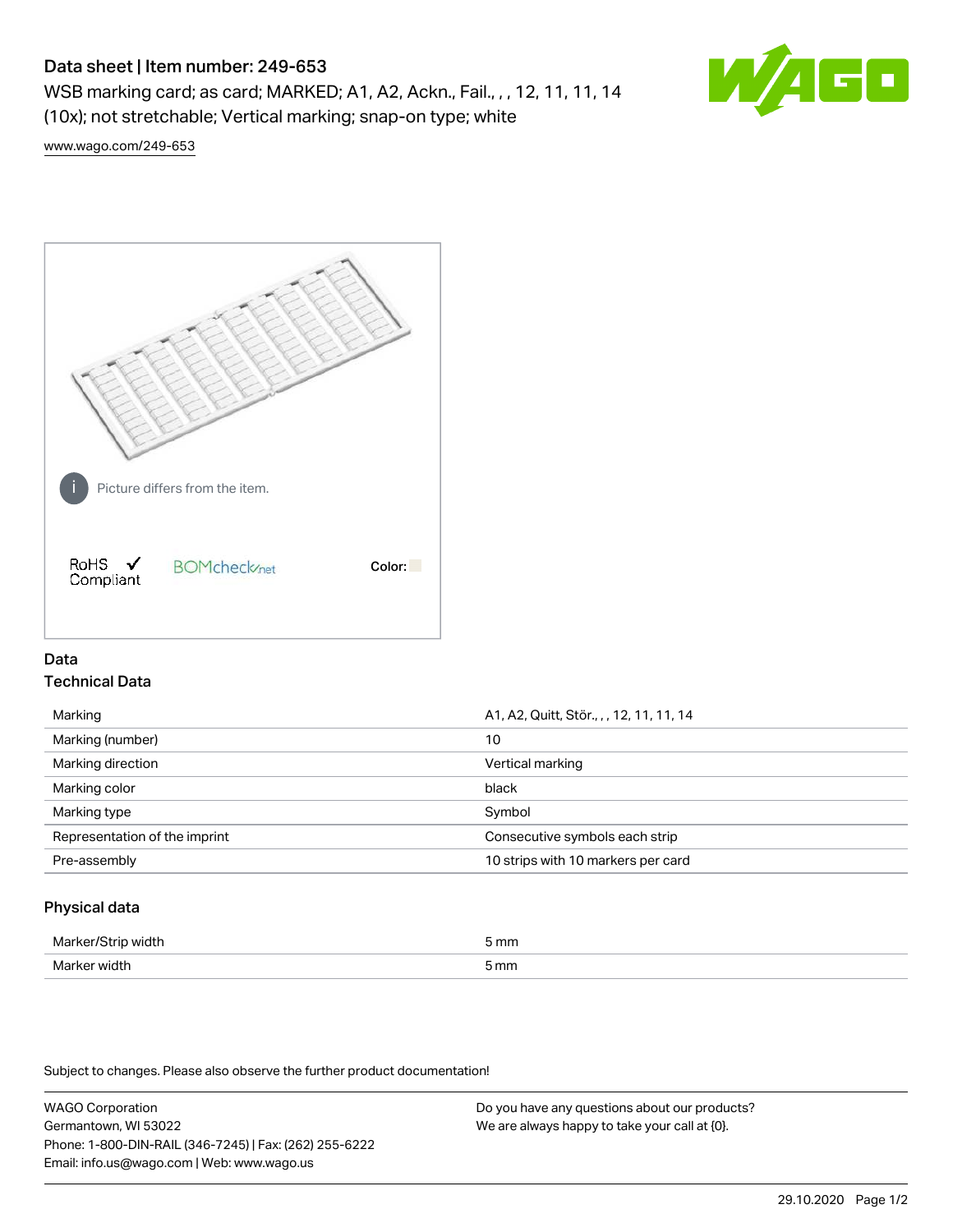# Data sheet | Item number: 249-653

WSB marking card; as card; MARKED; A1, A2, Ackn., Fail., , , 12, 11, 11, 14 (10x); not stretchable; Vertical marking; snap-on type; white

www.wago.com/249-653

Picture differs from the item.

RoHS Compliant | BOMcheck.net | Color:

## Data

### Technical Data

| Marking | A1, A2, Quitt, Stör., , , 12, 11, 11, 14 |
| --- | --- |
| Marking (number) | 10 |
| Marking direction | Vertical marking |
| Marking color | black |
| Marking type | Symbol |
| Representation of the imprint | Consecutive symbols each strip |
| Pre-assembly | 10 strips with 10 markers per card |

### Physical data

| Marker/Strip width | 5 mm |
| --- | --- |
| Marker width | 5 mm |

Subject to changes. Please also observe the further product documentation!

WAGO Corporation
Germantown, WI 53022
Phone: 1-800-DIN-RAIL (346-7245) | Fax: (262) 255-6222
Email: info.us@wago.com | Web: www.wago.us

Do you have any questions about our products?
We are always happy to take your call at {0}.

29.10.2020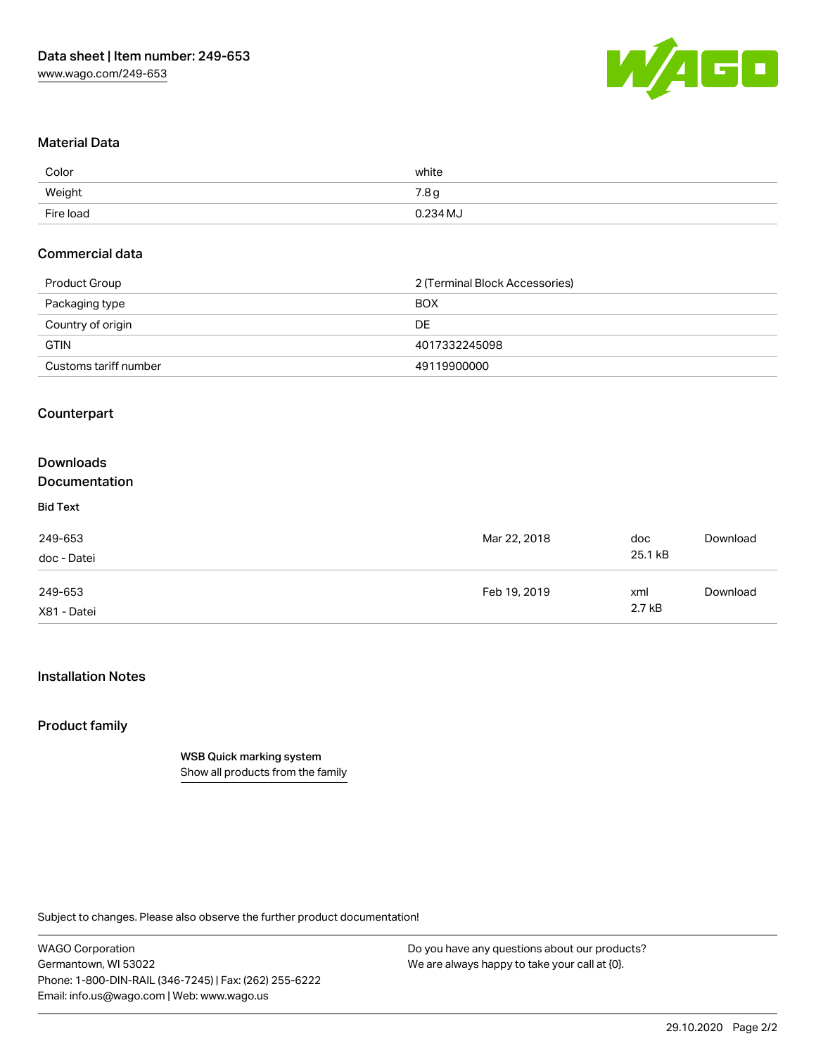## Material Data

| | |
|---|---|
| Color | white |
| Weight | 7.8 g |
| Fire load | 0.234 MJ |

## Commercial data

| | |
|---|---|
| Product Group | 2 (Terminal Block Accessories) |
| Packaging type | BOX |
| Country of origin | DE |
| GTIN | 4017332245098 |
| Customs tariff number | 49119900000 |

## Counterpart

## Downloads
## Documentation

**Bid Text**

| | | | |
|---|---|---|---|
| 249-653<br>doc - Datei | Mar 22, 2018 | doc<br>25.1 kB | Download |
| 249-653<br>X81 - Datei | Feb 19, 2019 | xml<br>2.7 kB | Download |

## Installation Notes

## Product family

**WSB Quick marking system**
Show all products from the family

Subject to changes. Please also observe the further product documentation!

WAGO Corporation
Germantown, WI 53022
Phone: 1-800-DIN-RAIL (346-7245) | Fax: (262) 255-6222
Email: info.us@wago.com | Web: www.wago.us

Do you have any questions about our products?
We are always happy to take your call at {0}.

29.10.2020